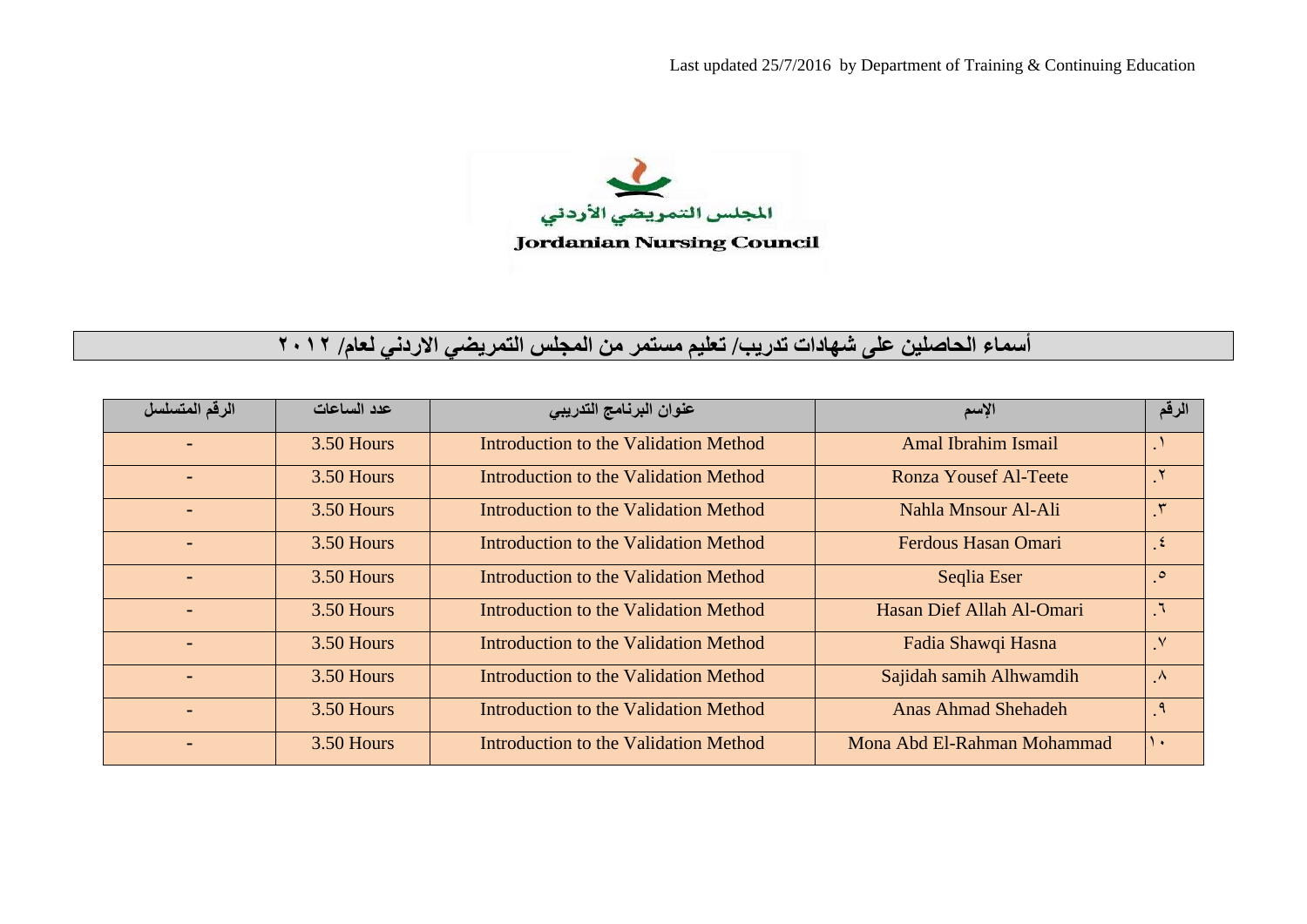Last updated 25/7/2016 by Department of Training & Continuing Education

المجلس التمريضي الأردني

Jordanian Nursing Council

# أسماء الحاصلين على شهادات تدريب/ تعليم مستمر من المجلس التمريضي الاردني لعام/ ٢٠١٢

| الرقم المتسلسل | عدد الساعات | عنوان البرنامج التدريبي | الإسم | الرقم |
|---|---|---|---|---|
| - | 3.50 Hours | Introduction to the Validation Method | Amal Ibrahim Ismail | ١. |
| - | 3.50 Hours | Introduction to the Validation Method | Ronza Yousef Al-Teete | ٢. |
| - | 3.50 Hours | Introduction to the Validation Method | Nahla Mnsour Al-Ali | ٣. |
| - | 3.50 Hours | Introduction to the Validation Method | Ferdous Hasan Omari | ٤. |
| - | 3.50 Hours | Introduction to the Validation Method | Seqlia Eser | ٥. |
| - | 3.50 Hours | Introduction to the Validation Method | Hasan Dief Allah Al-Omari | ٦. |
| - | 3.50 Hours | Introduction to the Validation Method | Fadia Shawqi Hasna | ٧. |
| - | 3.50 Hours | Introduction to the Validation Method | Sajidah samih Alhwamdih | ٨. |
| - | 3.50 Hours | Introduction to the Validation Method | Anas Ahmad Shehadeh | ٩. |
| - | 3.50 Hours | Introduction to the Validation Method | Mona Abd El-Rahman Mohammad | ١٠ |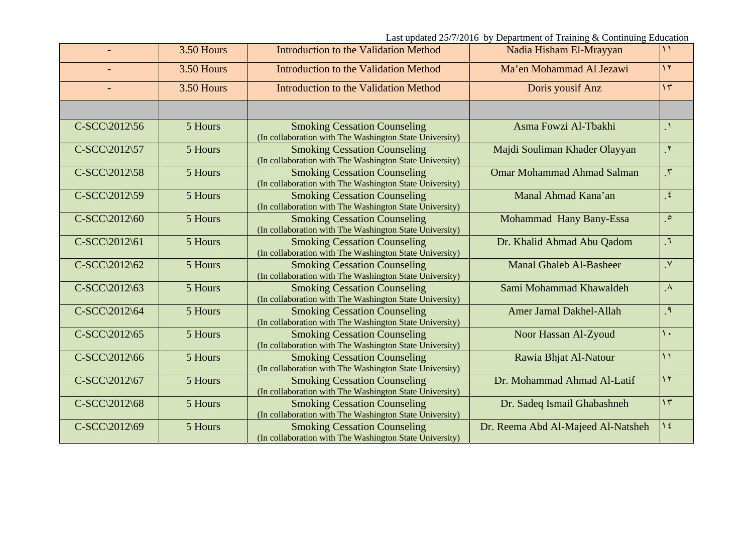Last updated 25/7/2016 by Department of Training & Continuing Education

| | | | | |
|---|---|---|---|---|
| - | 3.50 Hours | Introduction to the Validation Method | Nadia Hisham El-Mrayyan | ١١ |
| - | 3.50 Hours | Introduction to the Validation Method | Ma'en Mohammad Al Jezawi | ١٢ |
| - | 3.50 Hours | Introduction to the Validation Method | Doris yousif Anz | ١٣ |
| | | | | |
| C-SCC\2012\56 | 5 Hours | Smoking Cessation Counseling (In collaboration with The Washington State University) | Asma Fowzi Al-Tbakhi | .١ |
| C-SCC\2012\57 | 5 Hours | Smoking Cessation Counseling (In collaboration with The Washington State University) | Majdi Souliman Khader Olayyan | .٢ |
| C-SCC\2012\58 | 5 Hours | Smoking Cessation Counseling (In collaboration with The Washington State University) | Omar Mohammad Ahmad Salman | .٣ |
| C-SCC\2012\59 | 5 Hours | Smoking Cessation Counseling (In collaboration with The Washington State University) | Manal Ahmad Kana'an | .٤ |
| C-SCC\2012\60 | 5 Hours | Smoking Cessation Counseling (In collaboration with The Washington State University) | Mohammad Hany Bany-Essa | .٥ |
| C-SCC\2012\61 | 5 Hours | Smoking Cessation Counseling (In collaboration with The Washington State University) | Dr. Khalid Ahmad Abu Qadom | .٦ |
| C-SCC\2012\62 | 5 Hours | Smoking Cessation Counseling (In collaboration with The Washington State University) | Manal Ghaleb Al-Basheer | .٧ |
| C-SCC\2012\63 | 5 Hours | Smoking Cessation Counseling (In collaboration with The Washington State University) | Sami Mohammad Khawaldeh | .٨ |
| C-SCC\2012\64 | 5 Hours | Smoking Cessation Counseling (In collaboration with The Washington State University) | Amer Jamal Dakhel-Allah | .٩ |
| C-SCC\2012\65 | 5 Hours | Smoking Cessation Counseling (In collaboration with The Washington State University) | Noor Hassan Al-Zyoud | ١٠ |
| C-SCC\2012\66 | 5 Hours | Smoking Cessation Counseling (In collaboration with The Washington State University) | Rawia Bhjat Al-Natour | ١١ |
| C-SCC\2012\67 | 5 Hours | Smoking Cessation Counseling (In collaboration with The Washington State University) | Dr. Mohammad Ahmad Al-Latif | ١٢ |
| C-SCC\2012\68 | 5 Hours | Smoking Cessation Counseling (In collaboration with The Washington State University) | Dr. Sadeq Ismail Ghabashneh | ١٣ |
| C-SCC\2012\69 | 5 Hours | Smoking Cessation Counseling (In collaboration with The Washington State University) | Dr. Reema Abd Al-Majeed Al-Natsheh | ١٤ |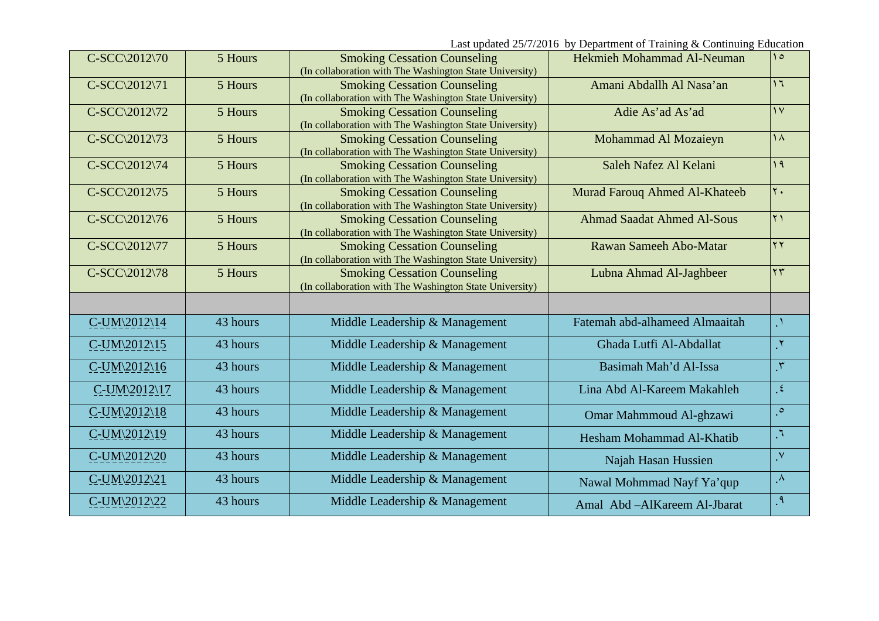Last updated 25/7/2016 by Department of Training & Continuing Education

| | | | | |
|---|---|---|---|---|
| C-SCC\2012\70 | 5 Hours | Smoking Cessation Counseling (In collaboration with The Washington State University) | Hekmieh Mohammad Al-Neuman | ١٥ |
| C-SCC\2012\71 | 5 Hours | Smoking Cessation Counseling (In collaboration with The Washington State University) | Amani Abdallh Al Nasa'an | ١٦ |
| C-SCC\2012\72 | 5 Hours | Smoking Cessation Counseling (In collaboration with The Washington State University) | Adie As'ad As'ad | ١٧ |
| C-SCC\2012\73 | 5 Hours | Smoking Cessation Counseling (In collaboration with The Washington State University) | Mohammad Al Mozaieyn | ١٨ |
| C-SCC\2012\74 | 5 Hours | Smoking Cessation Counseling (In collaboration with The Washington State University) | Saleh Nafez Al Kelani | ١٩ |
| C-SCC\2012\75 | 5 Hours | Smoking Cessation Counseling (In collaboration with The Washington State University) | Murad Farouq Ahmed Al-Khateeb | ٢٠ |
| C-SCC\2012\76 | 5 Hours | Smoking Cessation Counseling (In collaboration with The Washington State University) | Ahmad Saadat Ahmed Al-Sous | ٢١ |
| C-SCC\2012\77 | 5 Hours | Smoking Cessation Counseling (In collaboration with The Washington State University) | Rawan Sameeh Abo-Matar | ٢٢ |
| C-SCC\2012\78 | 5 Hours | Smoking Cessation Counseling (In collaboration with The Washington State University) | Lubna Ahmad Al-Jaghbeer | ٢٣ |
| | | | | |
| C-UM\2012\14 | 43 hours | Middle Leadership & Management | Fatemah abd-alhameed Almaaitah | .١ |
| C-UM\2012\15 | 43 hours | Middle Leadership & Management | Ghada Lutfi Al-Abdallat | .٢ |
| C-UM\2012\16 | 43 hours | Middle Leadership & Management | Basimah Mah'd Al-Issa | .٣ |
| C-UM\2012\17 | 43 hours | Middle Leadership & Management | Lina Abd Al-Kareem Makahleh | .٤ |
| C-UM\2012\18 | 43 hours | Middle Leadership & Management | Omar Mahmmoud Al-ghzawi | .٥ |
| C-UM\2012\19 | 43 hours | Middle Leadership & Management | Hesham Mohammad Al-Khatib | .٦ |
| C-UM\2012\20 | 43 hours | Middle Leadership & Management | Najah Hasan Hussien | .٧ |
| C-UM\2012\21 | 43 hours | Middle Leadership & Management | Nawal Mohmmad Nayf Ya'qup | .٨ |
| C-UM\2012\22 | 43 hours | Middle Leadership & Management | Amal Abd –AlKareem Al-Jbarat | .٩ |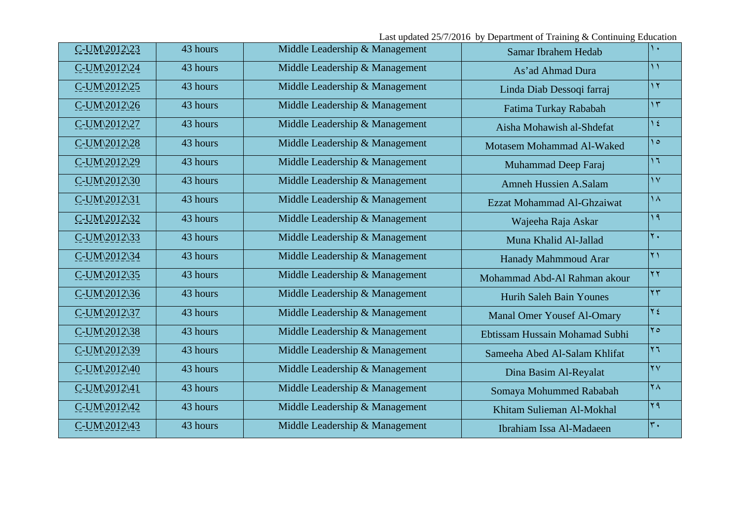Last updated 25/7/2016 by Department of Training & Continuing Education

| | | | | |
|---|---|---|---|---|
| C-UM\2012\23 | 43 hours | Middle Leadership & Management | Samar Ibrahem Hedab | ١٠ |
| C-UM\2012\24 | 43 hours | Middle Leadership & Management | As'ad Ahmad Dura | ١١ |
| C-UM\2012\25 | 43 hours | Middle Leadership & Management | Linda Diab Dessoqi farraj | ١٢ |
| C-UM\2012\26 | 43 hours | Middle Leadership & Management | Fatima Turkay Rababah | ١٣ |
| C-UM\2012\27 | 43 hours | Middle Leadership & Management | Aisha Mohawish al-Shdefat | ١٤ |
| C-UM\2012\28 | 43 hours | Middle Leadership & Management | Motasem Mohammad Al-Waked | ١٥ |
| C-UM\2012\29 | 43 hours | Middle Leadership & Management | Muhammad Deep Faraj | ١٦ |
| C-UM\2012\30 | 43 hours | Middle Leadership & Management | Amneh Hussien A.Salam | ١٧ |
| C-UM\2012\31 | 43 hours | Middle Leadership & Management | Ezzat Mohammad Al-Ghzaiwat | ١٨ |
| C-UM\2012\32 | 43 hours | Middle Leadership & Management | Wajeeha Raja Askar | ١٩ |
| C-UM\2012\33 | 43 hours | Middle Leadership & Management | Muna Khalid Al-Jallad | ٢٠ |
| C-UM\2012\34 | 43 hours | Middle Leadership & Management | Hanady Mahmmoud Arar | ٢١ |
| C-UM\2012\35 | 43 hours | Middle Leadership & Management | Mohammad Abd-Al Rahman akour | ٢٢ |
| C-UM\2012\36 | 43 hours | Middle Leadership & Management | Hurih Saleh Bain Younes | ٢٣ |
| C-UM\2012\37 | 43 hours | Middle Leadership & Management | Manal Omer Yousef Al-Omary | ٢٤ |
| C-UM\2012\38 | 43 hours | Middle Leadership & Management | Ebtissam Hussain Mohamad Subhi | ٢٥ |
| C-UM\2012\39 | 43 hours | Middle Leadership & Management | Sameeha Abed Al-Salam Khlifat | ٢٦ |
| C-UM\2012\40 | 43 hours | Middle Leadership & Management | Dina Basim Al-Reyalat | ٢٧ |
| C-UM\2012\41 | 43 hours | Middle Leadership & Management | Somaya Mohummed Rababah | ٢٨ |
| C-UM\2012\42 | 43 hours | Middle Leadership & Management | Khitam Sulieman Al-Mokhal | ٢٩ |
| C-UM\2012\43 | 43 hours | Middle Leadership & Management | Ibrahiam Issa Al-Madaeen | ٣٠ |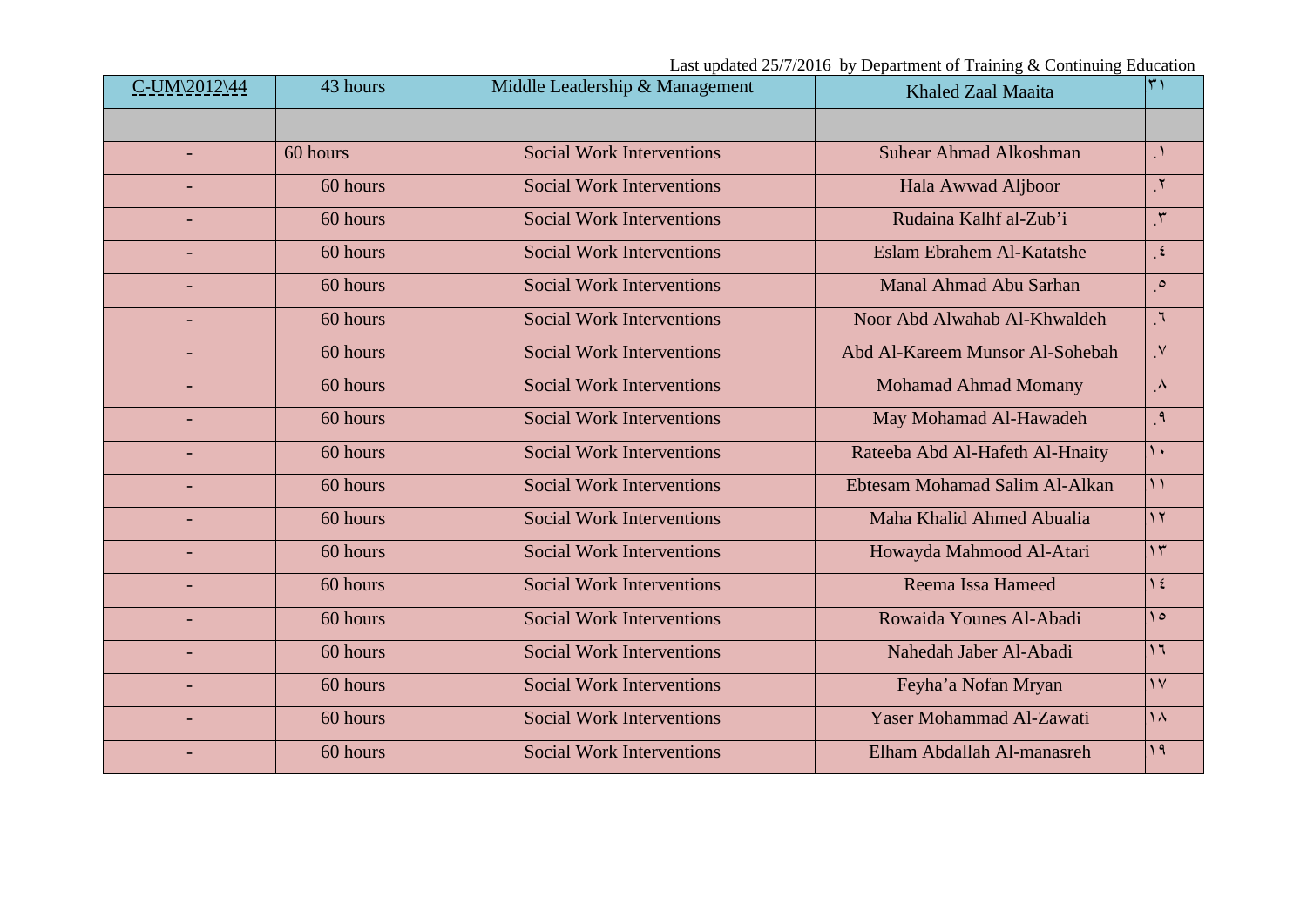Last updated 25/7/2016 by Department of Training & Continuing Education

| C-UM\2012\44 | 43 hours | Middle Leadership & Management | Khaled Zaal Maaita | ٣١ |
|---|---|---|---|---|
| | | | | |
| - | 60 hours | Social Work Interventions | Suhear Ahmad Alkoshman | .١ |
| - | 60 hours | Social Work Interventions | Hala Awwad Aljboor | .٢ |
| - | 60 hours | Social Work Interventions | Rudaina Kalhf al-Zub'i | .٣ |
| - | 60 hours | Social Work Interventions | Eslam Ebrahem Al-Katatshe | .٤ |
| - | 60 hours | Social Work Interventions | Manal Ahmad Abu Sarhan | .٥ |
| - | 60 hours | Social Work Interventions | Noor Abd Alwahab Al-Khwaldeh | .٦ |
| - | 60 hours | Social Work Interventions | Abd Al-Kareem Munsor Al-Sohebah | .٧ |
| - | 60 hours | Social Work Interventions | Mohamad Ahmad Momany | .٨ |
| - | 60 hours | Social Work Interventions | May Mohamad Al-Hawadeh | .٩ |
| - | 60 hours | Social Work Interventions | Rateeba Abd Al-Hafeth Al-Hnaity | ١٠ |
| - | 60 hours | Social Work Interventions | Ebtesam Mohamad Salim Al-Alkan | ١١ |
| - | 60 hours | Social Work Interventions | Maha Khalid Ahmed Abualia | ١٢ |
| - | 60 hours | Social Work Interventions | Howayda Mahmood Al-Atari | ١٣ |
| - | 60 hours | Social Work Interventions | Reema Issa Hameed | ١٤ |
| - | 60 hours | Social Work Interventions | Rowaida Younes Al-Abadi | ١٥ |
| - | 60 hours | Social Work Interventions | Nahedah Jaber Al-Abadi | ١٦ |
| - | 60 hours | Social Work Interventions | Feyha'a Nofan Mryan | ١٧ |
| - | 60 hours | Social Work Interventions | Yaser Mohammad Al-Zawati | ١٨ |
| - | 60 hours | Social Work Interventions | Elham Abdallah Al-manasreh | ١٩ |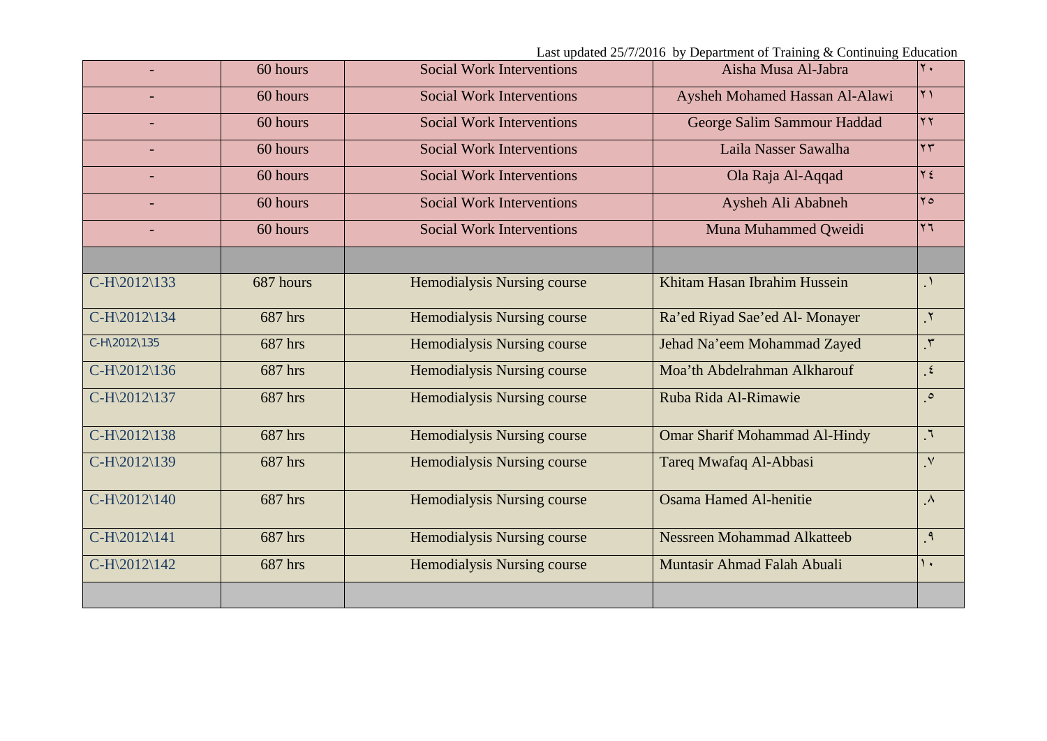Last updated 25/7/2016 by Department of Training & Continuing Education

| | | | | |
|---|---|---|---|---|
| - | 60 hours | Social Work Interventions | Aisha Musa Al-Jabra | ٢٠ |
| - | 60 hours | Social Work Interventions | Aysheh Mohamed Hassan Al-Alawi | ٢١ |
| - | 60 hours | Social Work Interventions | George Salim Sammour Haddad | ٢٢ |
| - | 60 hours | Social Work Interventions | Laila Nasser Sawalha | ٢٣ |
| - | 60 hours | Social Work Interventions | Ola Raja Al-Aqqad | ٢٤ |
| - | 60 hours | Social Work Interventions | Aysheh Ali Ababneh | ٢٥ |
| - | 60 hours | Social Work Interventions | Muna Muhammed Qweidi | ٢٦ |
| | | | | |
| C-H\2012\133 | 687 hours | Hemodialysis Nursing course | Khitam Hasan Ibrahim Hussein | .١ |
| C-H\2012\134 | 687 hrs | Hemodialysis Nursing course | Ra'ed Riyad Sae'ed Al- Monayer | .٢ |
| C-H\2012\135 | 687 hrs | Hemodialysis Nursing course | Jehad Na'eem Mohammad Zayed | .٣ |
| C-H\2012\136 | 687 hrs | Hemodialysis Nursing course | Moa'th Abdelrahman Alkharouf | .٤ |
| C-H\2012\137 | 687 hrs | Hemodialysis Nursing course | Ruba Rida Al-Rimawie | .٥ |
| C-H\2012\138 | 687 hrs | Hemodialysis Nursing course | Omar Sharif Mohammad Al-Hindy | .٦ |
| C-H\2012\139 | 687 hrs | Hemodialysis Nursing course | Tareq Mwafaq Al-Abbasi | .٧ |
| C-H\2012\140 | 687 hrs | Hemodialysis Nursing course | Osama Hamed Al-henitie | .٨ |
| C-H\2012\141 | 687 hrs | Hemodialysis Nursing course | Nessreen Mohammad Alkatteeb | .٩ |
| C-H\2012\142 | 687 hrs | Hemodialysis Nursing course | Muntasir Ahmad Falah Abuali | ١٠ |
| | | | | |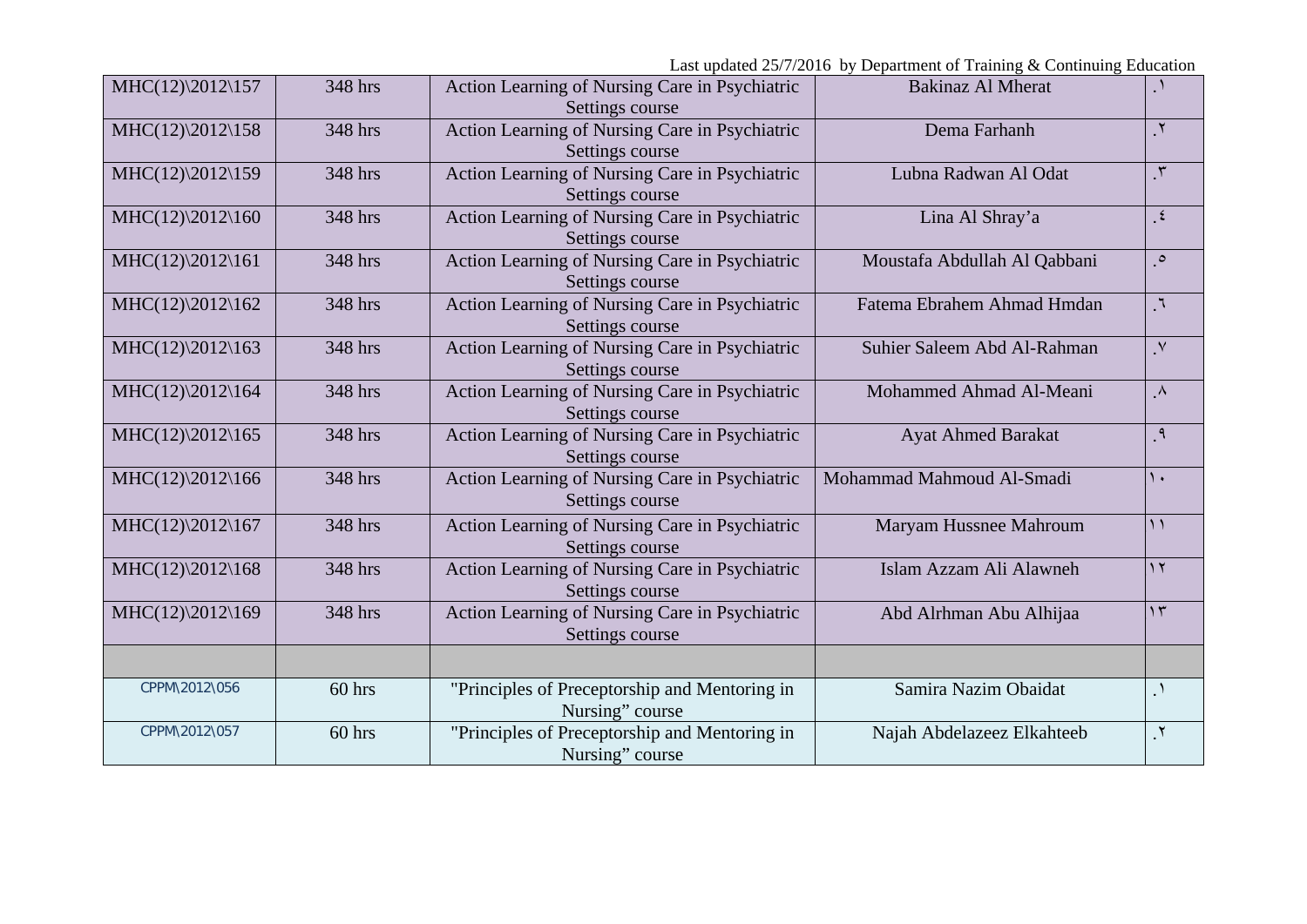Last updated 25/7/2016 by Department of Training & Continuing Education

| | | | | |
|---|---|---|---|---|
| MHC(12)\2012\157 | 348 hrs | Action Learning of Nursing Care in Psychiatric Settings course | Bakinaz Al Mherat | .١ |
| MHC(12)\2012\158 | 348 hrs | Action Learning of Nursing Care in Psychiatric Settings course | Dema Farhanh | .٢ |
| MHC(12)\2012\159 | 348 hrs | Action Learning of Nursing Care in Psychiatric Settings course | Lubna Radwan Al Odat | .٣ |
| MHC(12)\2012\160 | 348 hrs | Action Learning of Nursing Care in Psychiatric Settings course | Lina Al Shray'a | .٤ |
| MHC(12)\2012\161 | 348 hrs | Action Learning of Nursing Care in Psychiatric Settings course | Moustafa Abdullah Al Qabbani | .٥ |
| MHC(12)\2012\162 | 348 hrs | Action Learning of Nursing Care in Psychiatric Settings course | Fatema Ebrahem Ahmad Hmdan | .٦ |
| MHC(12)\2012\163 | 348 hrs | Action Learning of Nursing Care in Psychiatric Settings course | Suhier Saleem Abd Al-Rahman | .٧ |
| MHC(12)\2012\164 | 348 hrs | Action Learning of Nursing Care in Psychiatric Settings course | Mohammed Ahmad Al-Meani | .٨ |
| MHC(12)\2012\165 | 348 hrs | Action Learning of Nursing Care in Psychiatric Settings course | Ayat Ahmed Barakat | .٩ |
| MHC(12)\2012\166 | 348 hrs | Action Learning of Nursing Care in Psychiatric Settings course | Mohammad Mahmoud Al-Smadi | ١٠ |
| MHC(12)\2012\167 | 348 hrs | Action Learning of Nursing Care in Psychiatric Settings course | Maryam Hussnee Mahroum | ١١ |
| MHC(12)\2012\168 | 348 hrs | Action Learning of Nursing Care in Psychiatric Settings course | Islam Azzam Ali Alawneh | ١٢ |
| MHC(12)\2012\169 | 348 hrs | Action Learning of Nursing Care in Psychiatric Settings course | Abd Alrhman Abu Alhijaa | ١٣ |
| | | | | |
| CPPM\2012\056 | 60 hrs | "Principles of Preceptorship and Mentoring in Nursing" course | Samira Nazim Obaidat | .١ |
| CPPM\2012\057 | 60 hrs | "Principles of Preceptorship and Mentoring in Nursing" course | Najah Abdelazeez Elkahteeb | .٢ |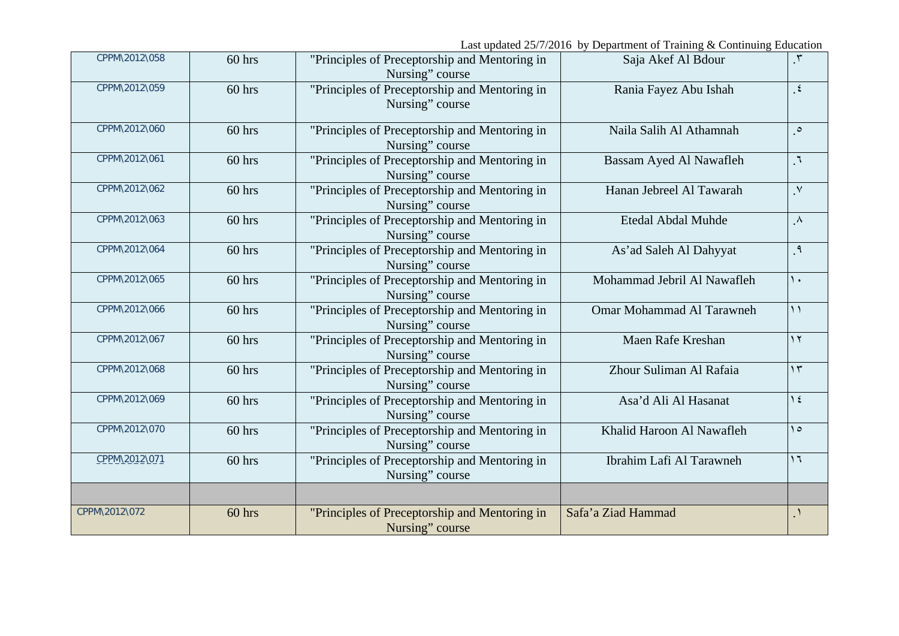Last updated 25/7/2016 by Department of Training & Continuing Education

| | | | | |
|---|---|---|---|---|
| CPPM\2012\058 | 60 hrs | "Principles of Preceptorship and Mentoring in Nursing" course | Saja Akef Al Bdour | .٣ |
| CPPM\2012\059 | 60 hrs | "Principles of Preceptorship and Mentoring in Nursing" course | Rania Fayez Abu Ishah | .٤ |
| CPPM\2012\060 | 60 hrs | "Principles of Preceptorship and Mentoring in Nursing" course | Naila Salih Al Athamnah | .٥ |
| CPPM\2012\061 | 60 hrs | "Principles of Preceptorship and Mentoring in Nursing" course | Bassam Ayed Al Nawafleh | .٦ |
| CPPM\2012\062 | 60 hrs | "Principles of Preceptorship and Mentoring in Nursing" course | Hanan Jebreel Al Tawarah | .٧ |
| CPPM\2012\063 | 60 hrs | "Principles of Preceptorship and Mentoring in Nursing" course | Etedal Abdal Muhde | .٨ |
| CPPM\2012\064 | 60 hrs | "Principles of Preceptorship and Mentoring in Nursing" course | As'ad Saleh Al Dahyyat | .٩ |
| CPPM\2012\065 | 60 hrs | "Principles of Preceptorship and Mentoring in Nursing" course | Mohammad Jebril Al Nawafleh | ١٠ |
| CPPM\2012\066 | 60 hrs | "Principles of Preceptorship and Mentoring in Nursing" course | Omar Mohammad Al Tarawneh | ١١ |
| CPPM\2012\067 | 60 hrs | "Principles of Preceptorship and Mentoring in Nursing" course | Maen Rafe Kreshan | ١٢ |
| CPPM\2012\068 | 60 hrs | "Principles of Preceptorship and Mentoring in Nursing" course | Zhour Suliman Al Rafaia | ١٣ |
| CPPM\2012\069 | 60 hrs | "Principles of Preceptorship and Mentoring in Nursing" course | Asa'd Ali Al Hasanat | ١٤ |
| CPPM\2012\070 | 60 hrs | "Principles of Preceptorship and Mentoring in Nursing" course | Khalid Haroon Al Nawafleh | ١٥ |
| CPPM\2012\071 | 60 hrs | "Principles of Preceptorship and Mentoring in Nursing" course | Ibrahim Lafi Al Tarawneh | ١٦ |
| | | | | |
| CPPM\2012\072 | 60 hrs | "Principles of Preceptorship and Mentoring in Nursing" course | Safa'a Ziad Hammad | .١ |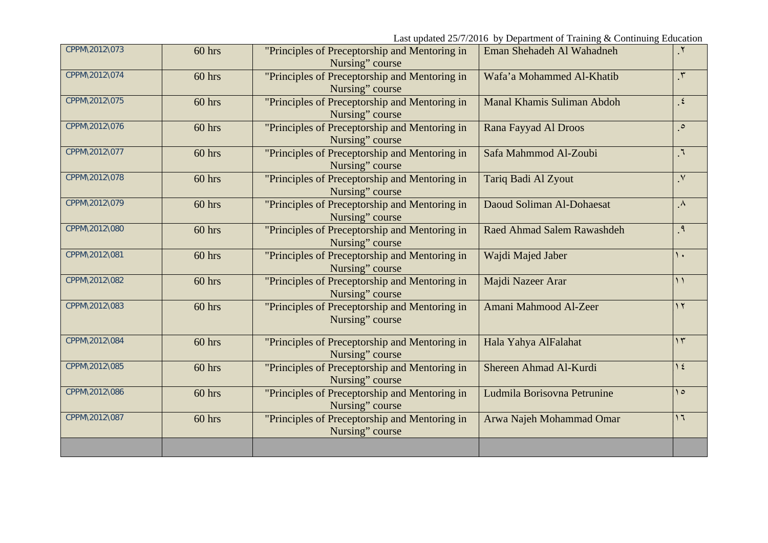Last updated 25/7/2016 by Department of Training & Continuing Education

| | | | | |
|---|---|---|---|---|
| CPPM\2012\073 | 60 hrs | "Principles of Preceptorship and Mentoring in Nursing" course | Eman Shehadeh Al Wahadneh | .٢ |
| CPPM\2012\074 | 60 hrs | "Principles of Preceptorship and Mentoring in Nursing" course | Wafa'a Mohammed Al-Khatib | .٣ |
| CPPM\2012\075 | 60 hrs | "Principles of Preceptorship and Mentoring in Nursing" course | Manal Khamis Suliman Abdoh | .٤ |
| CPPM\2012\076 | 60 hrs | "Principles of Preceptorship and Mentoring in Nursing" course | Rana Fayyad Al Droos | .٥ |
| CPPM\2012\077 | 60 hrs | "Principles of Preceptorship and Mentoring in Nursing" course | Safa Mahmmod Al-Zoubi | .٦ |
| CPPM\2012\078 | 60 hrs | "Principles of Preceptorship and Mentoring in Nursing" course | Tariq Badi Al Zyout | .٧ |
| CPPM\2012\079 | 60 hrs | "Principles of Preceptorship and Mentoring in Nursing" course | Daoud Soliman Al-Dohaesat | .٨ |
| CPPM\2012\080 | 60 hrs | "Principles of Preceptorship and Mentoring in Nursing" course | Raed Ahmad Salem Rawashdeh | .٩ |
| CPPM\2012\081 | 60 hrs | "Principles of Preceptorship and Mentoring in Nursing" course | Wajdi Majed Jaber | ١٠ |
| CPPM\2012\082 | 60 hrs | "Principles of Preceptorship and Mentoring in Nursing" course | Majdi Nazeer Arar | ١١ |
| CPPM\2012\083 | 60 hrs | "Principles of Preceptorship and Mentoring in Nursing" course | Amani Mahmood Al-Zeer | ١٢ |
| CPPM\2012\084 | 60 hrs | "Principles of Preceptorship and Mentoring in Nursing" course | Hala Yahya AlFalahat | ١٣ |
| CPPM\2012\085 | 60 hrs | "Principles of Preceptorship and Mentoring in Nursing" course | Shereen Ahmad Al-Kurdi | ١٤ |
| CPPM\2012\086 | 60 hrs | "Principles of Preceptorship and Mentoring in Nursing" course | Ludmila Borisovna Petrunine | ١٥ |
| CPPM\2012\087 | 60 hrs | "Principles of Preceptorship and Mentoring in Nursing" course | Arwa Najeh Mohammad Omar | ١٦ |
| | | | | |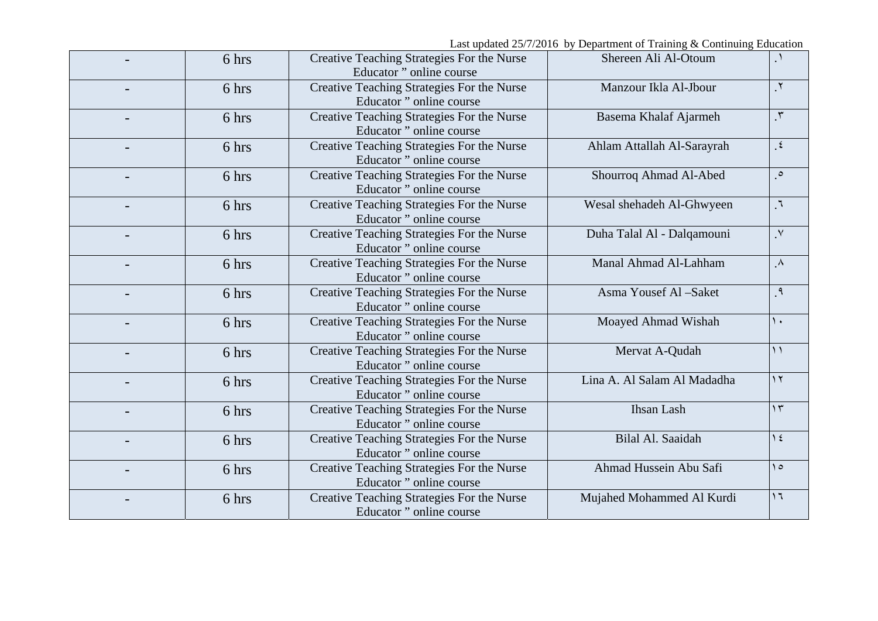Last updated 25/7/2016 by Department of Training & Continuing Education

| | | | | |
|---|---|---|---|---|
| - | 6 hrs | Creative Teaching Strategies For the Nurse Educator " online course | Shereen Ali Al-Otoum | .١ |
| - | 6 hrs | Creative Teaching Strategies For the Nurse Educator " online course | Manzour Ikla Al-Jbour | .٢ |
| - | 6 hrs | Creative Teaching Strategies For the Nurse Educator " online course | Basema Khalaf Ajarmeh | .٣ |
| - | 6 hrs | Creative Teaching Strategies For the Nurse Educator " online course | Ahlam Attallah Al-Sarayrah | .٤ |
| - | 6 hrs | Creative Teaching Strategies For the Nurse Educator " online course | Shourroq Ahmad Al-Abed | .٥ |
| - | 6 hrs | Creative Teaching Strategies For the Nurse Educator " online course | Wesal shehadeh Al-Ghwyeen | .٦ |
| - | 6 hrs | Creative Teaching Strategies For the Nurse Educator " online course | Duha Talal Al - Dalqamouni | .٧ |
| - | 6 hrs | Creative Teaching Strategies For the Nurse Educator " online course | Manal Ahmad Al-Lahham | .٨ |
| - | 6 hrs | Creative Teaching Strategies For the Nurse Educator " online course | Asma Yousef Al –Saket | .٩ |
| - | 6 hrs | Creative Teaching Strategies For the Nurse Educator " online course | Moayed Ahmad Wishah | ١٠ |
| - | 6 hrs | Creative Teaching Strategies For the Nurse Educator " online course | Mervat A-Qudah | ١١ |
| - | 6 hrs | Creative Teaching Strategies For the Nurse Educator " online course | Lina A. Al Salam Al Madadha | ١٢ |
| - | 6 hrs | Creative Teaching Strategies For the Nurse Educator " online course | Ihsan Lash | ١٣ |
| - | 6 hrs | Creative Teaching Strategies For the Nurse Educator " online course | Bilal Al. Saaidah | ١٤ |
| - | 6 hrs | Creative Teaching Strategies For the Nurse Educator " online course | Ahmad Hussein Abu Safi | ١٥ |
| - | 6 hrs | Creative Teaching Strategies For the Nurse Educator " online course | Mujahed Mohammed Al Kurdi | ١٦ |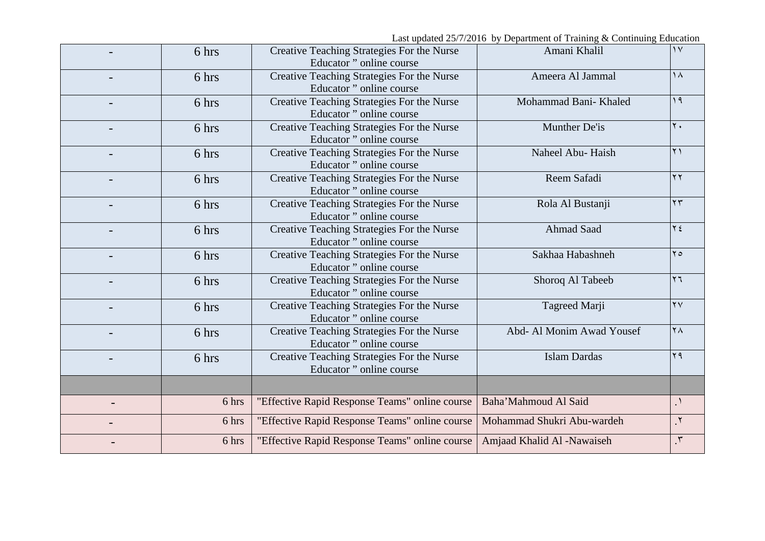Last updated 25/7/2016 by Department of Training & Continuing Education

| | | | | |
|---|---|---|---|---|
| - | 6 hrs | Creative Teaching Strategies For the Nurse Educator " online course | Amani Khalil | ١٧ |
| - | 6 hrs | Creative Teaching Strategies For the Nurse Educator " online course | Ameera Al Jammal | ١٨ |
| - | 6 hrs | Creative Teaching Strategies For the Nurse Educator " online course | Mohammad Bani- Khaled | ١٩ |
| - | 6 hrs | Creative Teaching Strategies For the Nurse Educator " online course | Munther De'is | ٢٠ |
| - | 6 hrs | Creative Teaching Strategies For the Nurse Educator " online course | Naheel Abu- Haish | ٢١ |
| - | 6 hrs | Creative Teaching Strategies For the Nurse Educator " online course | Reem Safadi | ٢٢ |
| - | 6 hrs | Creative Teaching Strategies For the Nurse Educator " online course | Rola Al Bustanji | ٢٣ |
| - | 6 hrs | Creative Teaching Strategies For the Nurse Educator " online course | Ahmad Saad | ٢٤ |
| - | 6 hrs | Creative Teaching Strategies For the Nurse Educator " online course | Sakhaa Habashneh | ٢٥ |
| - | 6 hrs | Creative Teaching Strategies For the Nurse Educator " online course | Shoroq Al Tabeeb | ٢٦ |
| - | 6 hrs | Creative Teaching Strategies For the Nurse Educator " online course | Tagreed Marji | ٢٧ |
| - | 6 hrs | Creative Teaching Strategies For the Nurse Educator " online course | Abd- Al Monim Awad Yousef | ٢٨ |
| - | 6 hrs | Creative Teaching Strategies For the Nurse Educator " online course | Islam Dardas | ٢٩ |
| | | | | |
| - | 6 hrs | "Effective Rapid Response Teams" online course | Baha'Mahmoud Al Said | .١ |
| - | 6 hrs | "Effective Rapid Response Teams" online course | Mohammad Shukri Abu-wardeh | .٢ |
| - | 6 hrs | "Effective Rapid Response Teams" online course | Amjaad Khalid Al -Nawaiseh | .٣ |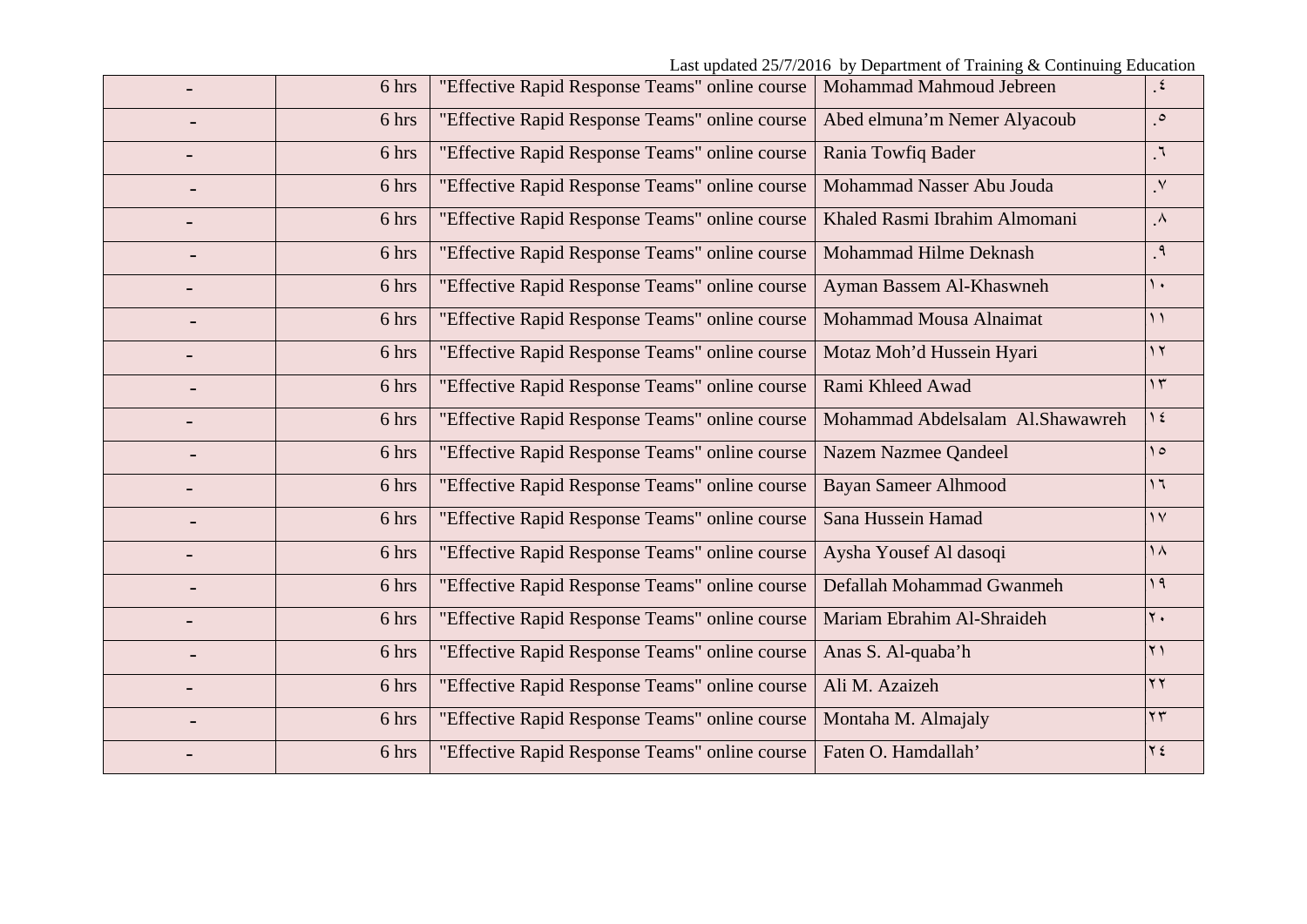Last updated 25/7/2016 by Department of Training & Continuing Education

| | | | | |
|---|---|---|---|---|
| - | 6 hrs | "Effective Rapid Response Teams" online course | Mohammad Mahmoud Jebreen | .٤ |
| - | 6 hrs | "Effective Rapid Response Teams" online course | Abed elmuna'm Nemer Alyacoub | .٥ |
| - | 6 hrs | "Effective Rapid Response Teams" online course | Rania Towfiq Bader | .٦ |
| - | 6 hrs | "Effective Rapid Response Teams" online course | Mohammad Nasser Abu Jouda | .٧ |
| - | 6 hrs | "Effective Rapid Response Teams" online course | Khaled Rasmi Ibrahim Almomani | .٨ |
| - | 6 hrs | "Effective Rapid Response Teams" online course | Mohammad Hilme Deknash | .٩ |
| - | 6 hrs | "Effective Rapid Response Teams" online course | Ayman Bassem Al-Khaswneh | ١٠ |
| - | 6 hrs | "Effective Rapid Response Teams" online course | Mohammad Mousa Alnaimat | ١١ |
| - | 6 hrs | "Effective Rapid Response Teams" online course | Motaz Moh'd Hussein Hyari | ١٢ |
| - | 6 hrs | "Effective Rapid Response Teams" online course | Rami Khleed Awad | ١٣ |
| - | 6 hrs | "Effective Rapid Response Teams" online course | Mohammad Abdelsalam Al.Shawawreh | ١٤ |
| - | 6 hrs | "Effective Rapid Response Teams" online course | Nazem Nazmee Qandeel | ١٥ |
| - | 6 hrs | "Effective Rapid Response Teams" online course | Bayan Sameer Alhmood | ١٦ |
| - | 6 hrs | "Effective Rapid Response Teams" online course | Sana Hussein Hamad | ١٧ |
| - | 6 hrs | "Effective Rapid Response Teams" online course | Aysha Yousef Al dasoqi | ١٨ |
| - | 6 hrs | "Effective Rapid Response Teams" online course | Defallah Mohammad Gwanmeh | ١٩ |
| - | 6 hrs | "Effective Rapid Response Teams" online course | Mariam Ebrahim Al-Shraideh | ٢٠ |
| - | 6 hrs | "Effective Rapid Response Teams" online course | Anas S. Al-quaba'h | ٢١ |
| - | 6 hrs | "Effective Rapid Response Teams" online course | Ali M. Azaizeh | ٢٢ |
| - | 6 hrs | "Effective Rapid Response Teams" online course | Montaha M. Almajaly | ٢٣ |
| - | 6 hrs | "Effective Rapid Response Teams" online course | Faten O. Hamdallah' | ٢٤ |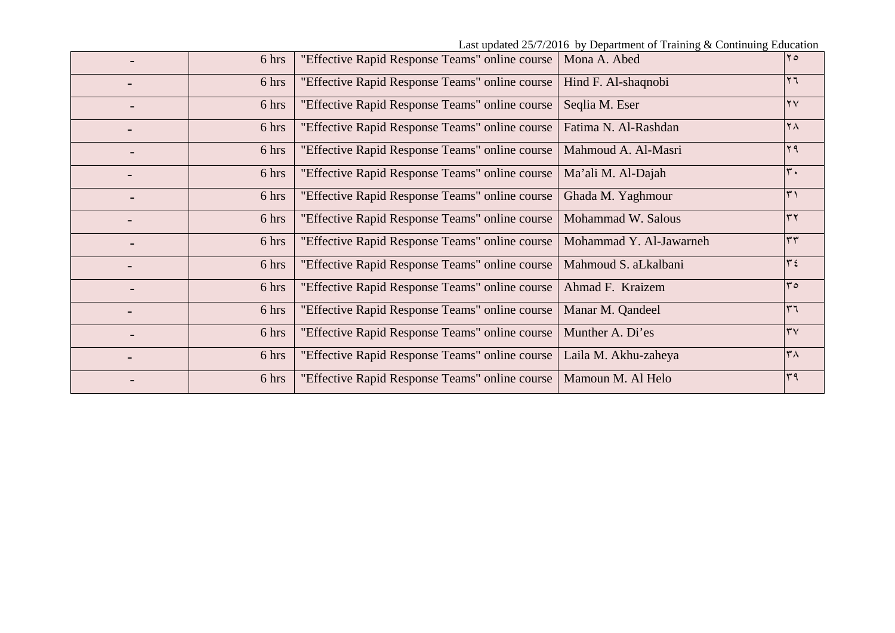Last updated 25/7/2016 by Department of Training & Continuing Education

| | | | | |
|---|---|---|---|---|
| - | 6 hrs | "Effective Rapid Response Teams" online course | Mona A. Abed | ٢٥ |
| - | 6 hrs | "Effective Rapid Response Teams" online course | Hind F. Al-shaqnobi | ٢٦ |
| - | 6 hrs | "Effective Rapid Response Teams" online course | Seqlia M. Eser | ٢٧ |
| - | 6 hrs | "Effective Rapid Response Teams" online course | Fatima N. Al-Rashdan | ٢٨ |
| - | 6 hrs | "Effective Rapid Response Teams" online course | Mahmoud A. Al-Masri | ٢٩ |
| - | 6 hrs | "Effective Rapid Response Teams" online course | Ma’ali M. Al-Dajah | ٣٠ |
| - | 6 hrs | "Effective Rapid Response Teams" online course | Ghada M. Yaghmour | ٣١ |
| - | 6 hrs | "Effective Rapid Response Teams" online course | Mohammad W. Salous | ٣٢ |
| - | 6 hrs | "Effective Rapid Response Teams" online course | Mohammad Y. Al-Jawarneh | ٣٣ |
| - | 6 hrs | "Effective Rapid Response Teams" online course | Mahmoud S. aLkalbani | ٣٤ |
| - | 6 hrs | "Effective Rapid Response Teams" online course | Ahmad F. Kraizem | ٣٥ |
| - | 6 hrs | "Effective Rapid Response Teams" online course | Manar M. Qandeel | ٣٦ |
| - | 6 hrs | "Effective Rapid Response Teams" online course | Munther A. Di’es | ٣٧ |
| - | 6 hrs | "Effective Rapid Response Teams" online course | Laila M. Akhu-zaheya | ٣٨ |
| - | 6 hrs | "Effective Rapid Response Teams" online course | Mamoun M. Al Helo | ٣٩ |